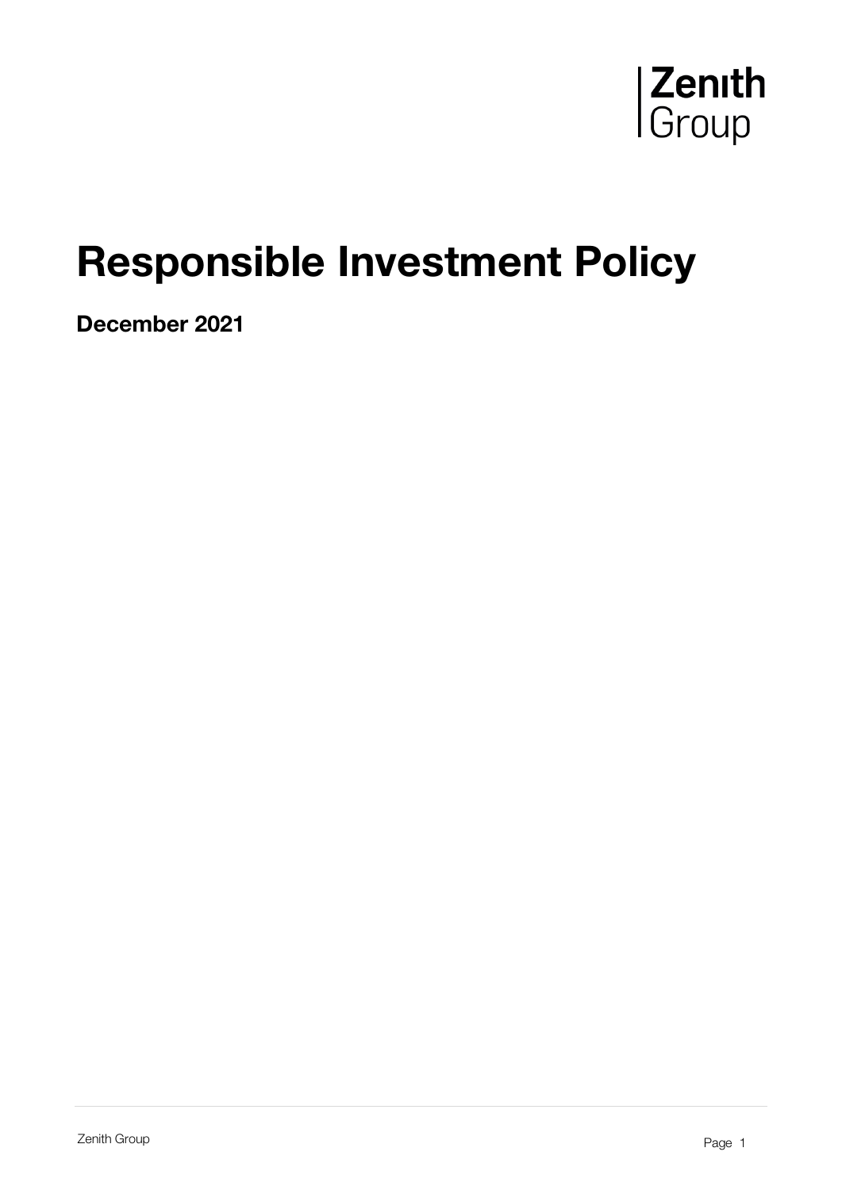Zenith Group

# Responsible Investment Policy

**December 2021**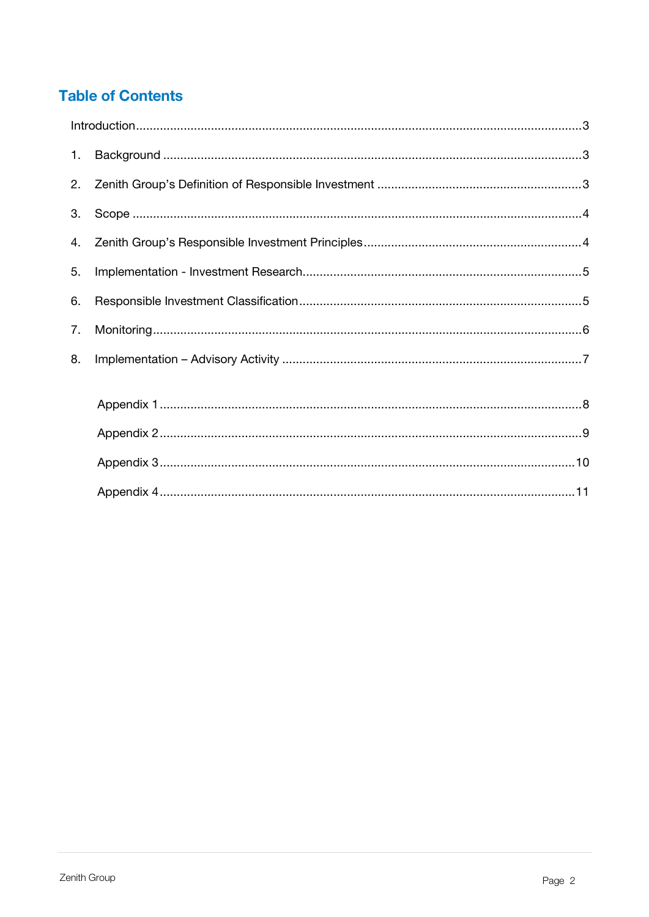## Table of Contents

Introduction .......... 3

1. Background .......... 3
2. Zenith Group's Definition of Responsible Investment .......... 3
3. Scope .......... 4
4. Zenith Group's Responsible Investment Principles .......... 4
5. Implementation - Investment Research .......... 5
6. Responsible Investment Classification .......... 5
7. Monitoring .......... 6
8. Implementation – Advisory Activity .......... 7

Appendix 1 .......... 8

Appendix 2 .......... 9

Appendix 3 .......... 10

Appendix 4 .......... 11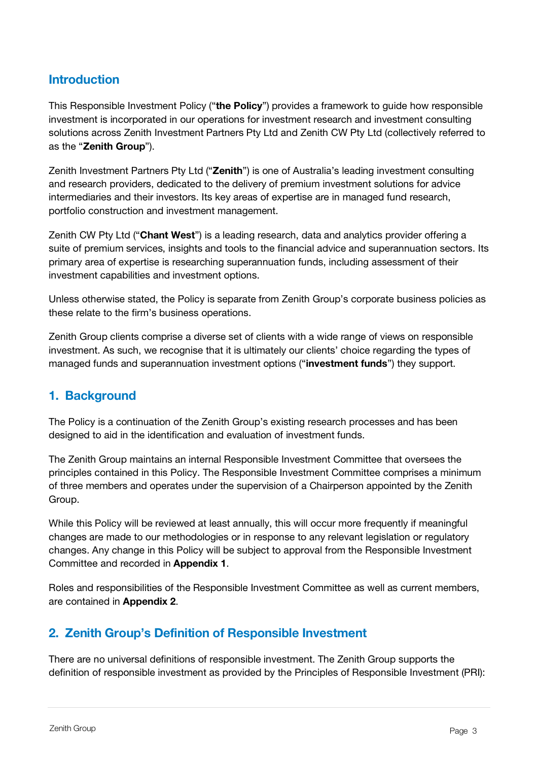## Introduction

This Responsible Investment Policy ("**the Policy**") provides a framework to guide how responsible investment is incorporated in our operations for investment research and investment consulting solutions across Zenith Investment Partners Pty Ltd and Zenith CW Pty Ltd (collectively referred to as the "**Zenith Group**").

Zenith Investment Partners Pty Ltd ("**Zenith**") is one of Australia's leading investment consulting and research providers, dedicated to the delivery of premium investment solutions for advice intermediaries and their investors. Its key areas of expertise are in managed fund research, portfolio construction and investment management.

Zenith CW Pty Ltd ("**Chant West**") is a leading research, data and analytics provider offering a suite of premium services, insights and tools to the financial advice and superannuation sectors. Its primary area of expertise is researching superannuation funds, including assessment of their investment capabilities and investment options.

Unless otherwise stated, the Policy is separate from Zenith Group's corporate business policies as these relate to the firm's business operations.

Zenith Group clients comprise a diverse set of clients with a wide range of views on responsible investment. As such, we recognise that it is ultimately our clients' choice regarding the types of managed funds and superannuation investment options ("**investment funds**") they support.

## 1. Background

The Policy is a continuation of the Zenith Group's existing research processes and has been designed to aid in the identification and evaluation of investment funds.

The Zenith Group maintains an internal Responsible Investment Committee that oversees the principles contained in this Policy. The Responsible Investment Committee comprises a minimum of three members and operates under the supervision of a Chairperson appointed by the Zenith Group.

While this Policy will be reviewed at least annually, this will occur more frequently if meaningful changes are made to our methodologies or in response to any relevant legislation or regulatory changes. Any change in this Policy will be subject to approval from the Responsible Investment Committee and recorded in **Appendix 1**.

Roles and responsibilities of the Responsible Investment Committee as well as current members, are contained in **Appendix 2**.

## 2. Zenith Group's Definition of Responsible Investment

There are no universal definitions of responsible investment. The Zenith Group supports the definition of responsible investment as provided by the Principles of Responsible Investment (PRI):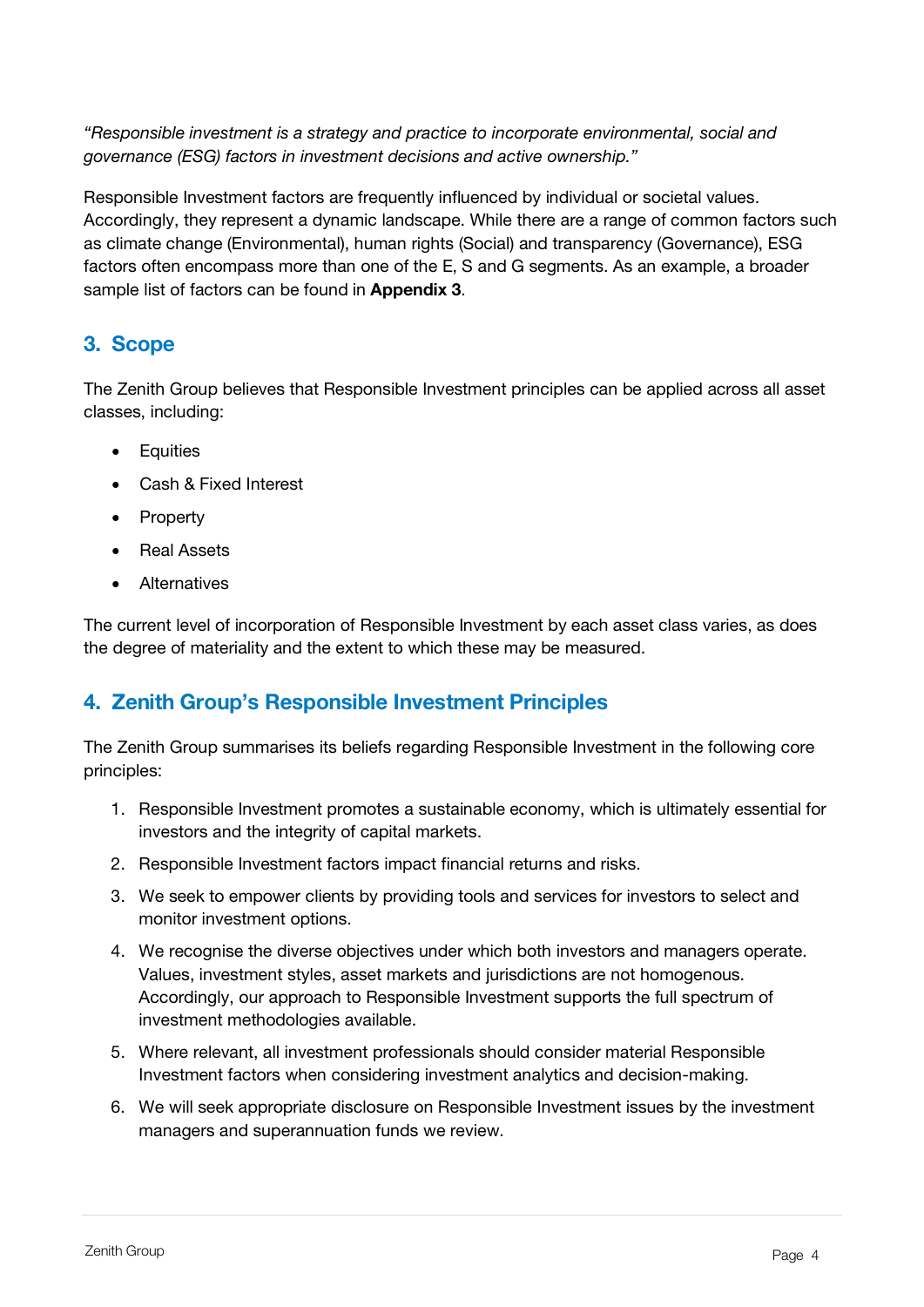*"Responsible investment is a strategy and practice to incorporate environmental, social and governance (ESG) factors in investment decisions and active ownership."*

Responsible Investment factors are frequently influenced by individual or societal values. Accordingly, they represent a dynamic landscape. While there are a range of common factors such as climate change (Environmental), human rights (Social) and transparency (Governance), ESG factors often encompass more than one of the E, S and G segments. As an example, a broader sample list of factors can be found in **Appendix 3**.

## 3. Scope

The Zenith Group believes that Responsible Investment principles can be applied across all asset classes, including:

- Equities
- Cash & Fixed Interest
- Property
- Real Assets
- Alternatives

The current level of incorporation of Responsible Investment by each asset class varies, as does the degree of materiality and the extent to which these may be measured.

## 4. Zenith Group's Responsible Investment Principles

The Zenith Group summarises its beliefs regarding Responsible Investment in the following core principles:

1. Responsible Investment promotes a sustainable economy, which is ultimately essential for investors and the integrity of capital markets.
2. Responsible Investment factors impact financial returns and risks.
3. We seek to empower clients by providing tools and services for investors to select and monitor investment options.
4. We recognise the diverse objectives under which both investors and managers operate. Values, investment styles, asset markets and jurisdictions are not homogenous. Accordingly, our approach to Responsible Investment supports the full spectrum of investment methodologies available.
5. Where relevant, all investment professionals should consider material Responsible Investment factors when considering investment analytics and decision-making.
6. We will seek appropriate disclosure on Responsible Investment issues by the investment managers and superannuation funds we review.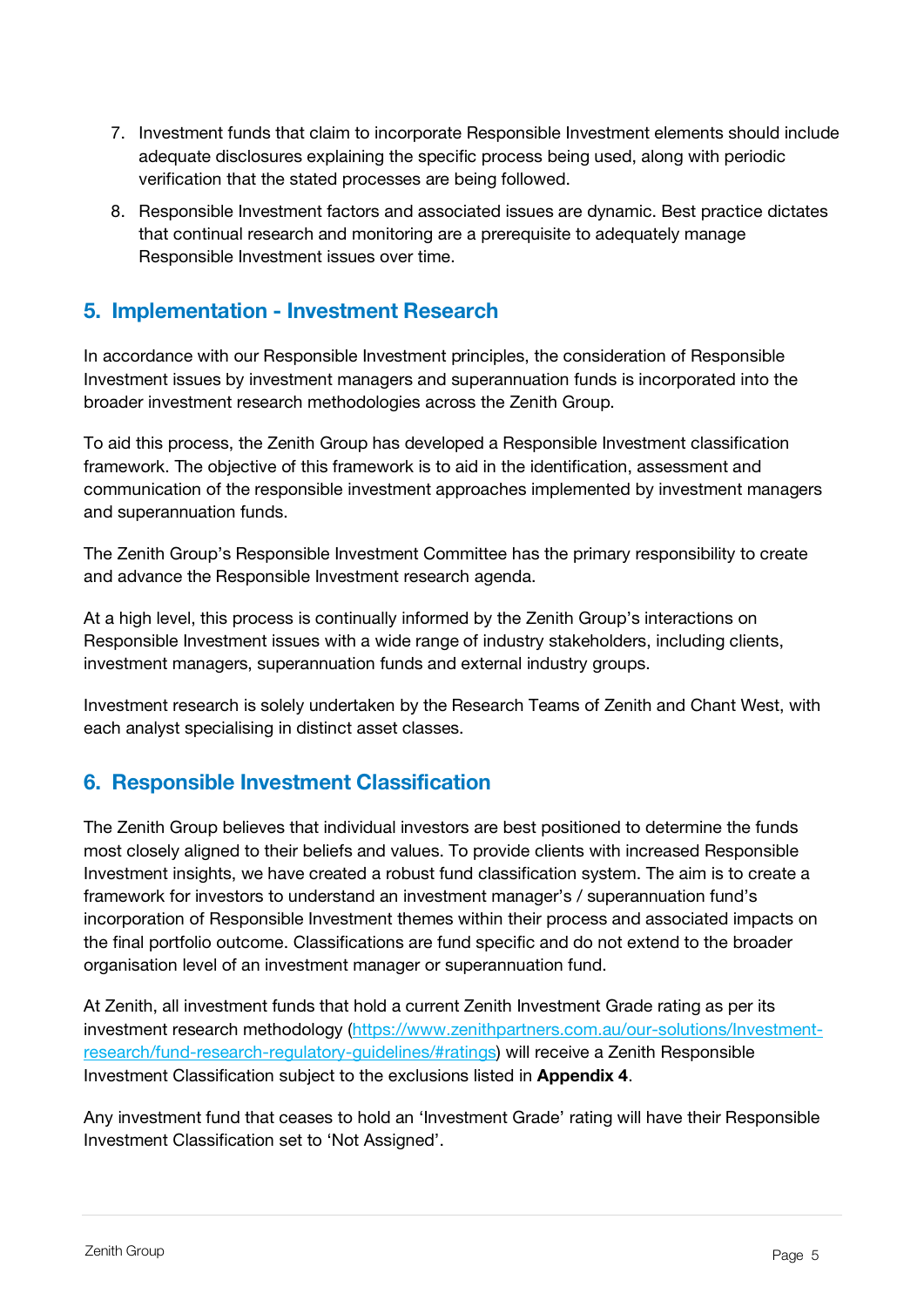7. Investment funds that claim to incorporate Responsible Investment elements should include adequate disclosures explaining the specific process being used, along with periodic verification that the stated processes are being followed.
8. Responsible Investment factors and associated issues are dynamic. Best practice dictates that continual research and monitoring are a prerequisite to adequately manage Responsible Investment issues over time.

## 5. Implementation - Investment Research

In accordance with our Responsible Investment principles, the consideration of Responsible Investment issues by investment managers and superannuation funds is incorporated into the broader investment research methodologies across the Zenith Group.

To aid this process, the Zenith Group has developed a Responsible Investment classification framework. The objective of this framework is to aid in the identification, assessment and communication of the responsible investment approaches implemented by investment managers and superannuation funds.

The Zenith Group's Responsible Investment Committee has the primary responsibility to create and advance the Responsible Investment research agenda.

At a high level, this process is continually informed by the Zenith Group's interactions on Responsible Investment issues with a wide range of industry stakeholders, including clients, investment managers, superannuation funds and external industry groups.

Investment research is solely undertaken by the Research Teams of Zenith and Chant West, with each analyst specialising in distinct asset classes.

## 6. Responsible Investment Classification

The Zenith Group believes that individual investors are best positioned to determine the funds most closely aligned to their beliefs and values. To provide clients with increased Responsible Investment insights, we have created a robust fund classification system. The aim is to create a framework for investors to understand an investment manager's / superannuation fund's incorporation of Responsible Investment themes within their process and associated impacts on the final portfolio outcome. Classifications are fund specific and do not extend to the broader organisation level of an investment manager or superannuation fund.

At Zenith, all investment funds that hold a current Zenith Investment Grade rating as per its investment research methodology (https://www.zenithpartners.com.au/our-solutions/Investment-research/fund-research-regulatory-guidelines/#ratings) will receive a Zenith Responsible Investment Classification subject to the exclusions listed in **Appendix 4**.

Any investment fund that ceases to hold an 'Investment Grade' rating will have their Responsible Investment Classification set to 'Not Assigned'.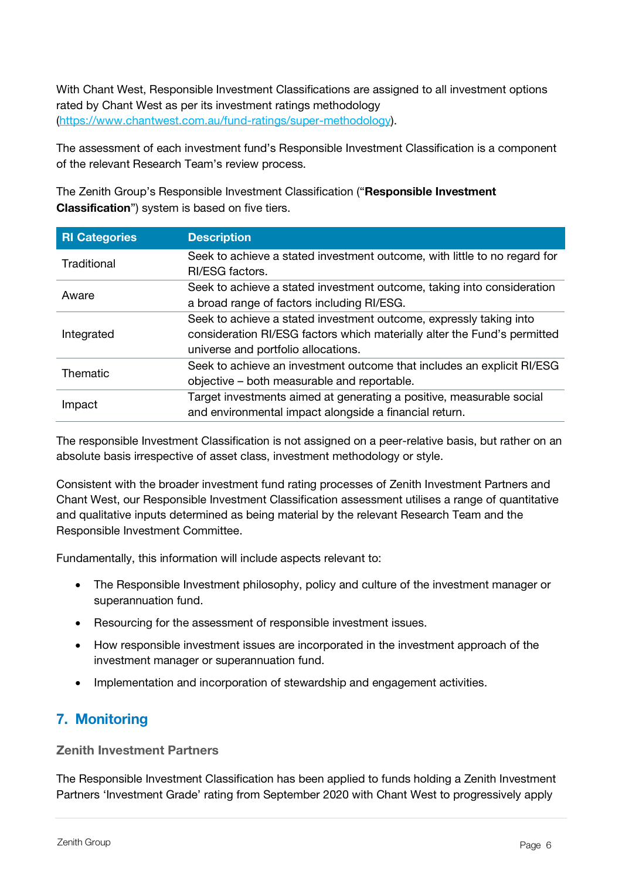With Chant West, Responsible Investment Classifications are assigned to all investment options rated by Chant West as per its investment ratings methodology (https://www.chantwest.com.au/fund-ratings/super-methodology).

The assessment of each investment fund's Responsible Investment Classification is a component of the relevant Research Team's review process.

The Zenith Group's Responsible Investment Classification ("**Responsible Investment Classification**") system is based on five tiers.

| RI Categories | Description |
| --- | --- |
| Traditional | Seek to achieve a stated investment outcome, with little to no regard for RI/ESG factors. |
| Aware | Seek to achieve a stated investment outcome, taking into consideration a broad range of factors including RI/ESG. |
| Integrated | Seek to achieve a stated investment outcome, expressly taking into consideration RI/ESG factors which materially alter the Fund's permitted universe and portfolio allocations. |
| Thematic | Seek to achieve an investment outcome that includes an explicit RI/ESG objective – both measurable and reportable. |
| Impact | Target investments aimed at generating a positive, measurable social and environmental impact alongside a financial return. |

The responsible Investment Classification is not assigned on a peer-relative basis, but rather on an absolute basis irrespective of asset class, investment methodology or style.

Consistent with the broader investment fund rating processes of Zenith Investment Partners and Chant West, our Responsible Investment Classification assessment utilises a range of quantitative and qualitative inputs determined as being material by the relevant Research Team and the Responsible Investment Committee.

Fundamentally, this information will include aspects relevant to:

- The Responsible Investment philosophy, policy and culture of the investment manager or superannuation fund.
- Resourcing for the assessment of responsible investment issues.
- How responsible investment issues are incorporated in the investment approach of the investment manager or superannuation fund.
- Implementation and incorporation of stewardship and engagement activities.

## 7. Monitoring

### Zenith Investment Partners

The Responsible Investment Classification has been applied to funds holding a Zenith Investment Partners 'Investment Grade' rating from September 2020 with Chant West to progressively apply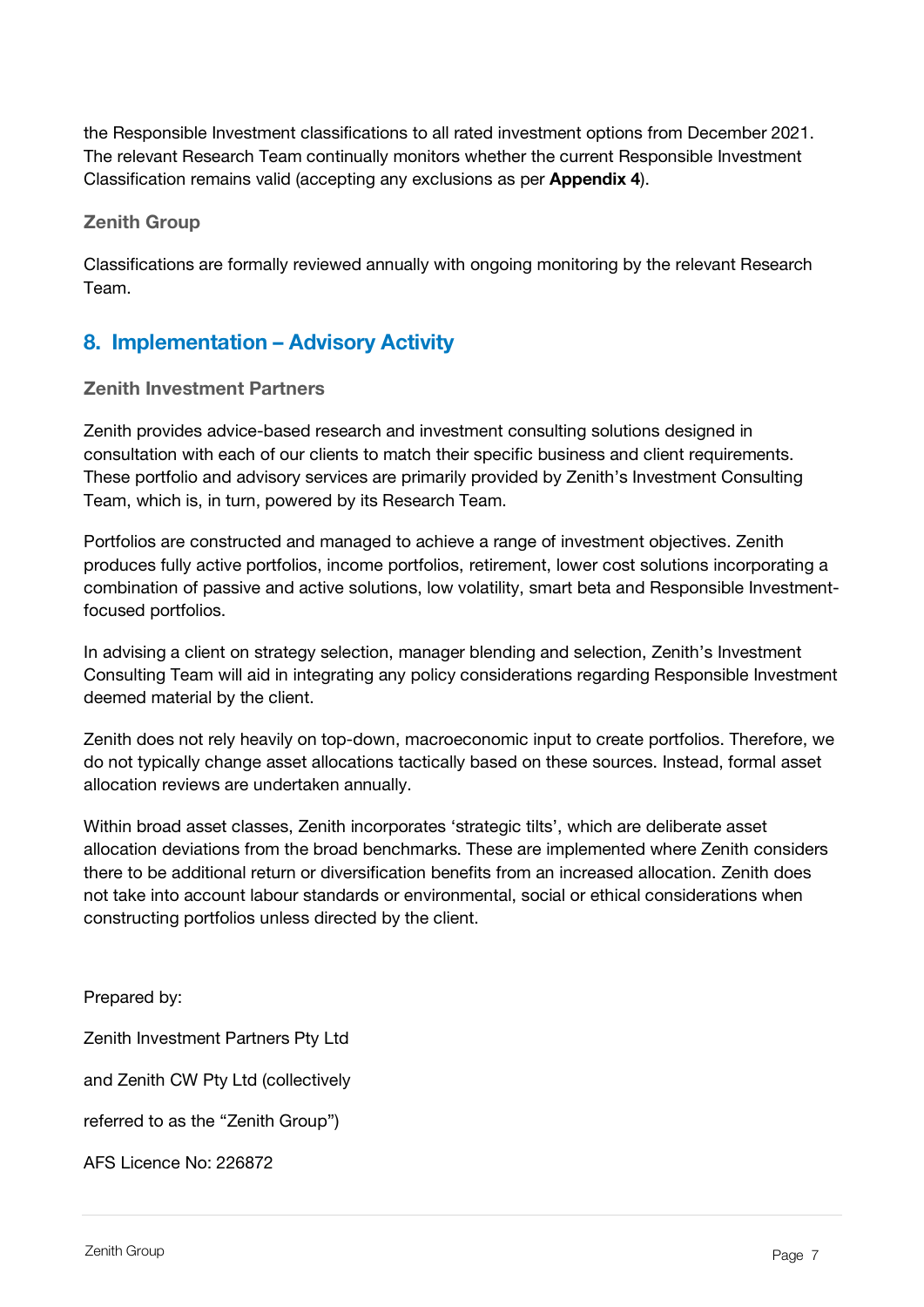the Responsible Investment classifications to all rated investment options from December 2021. The relevant Research Team continually monitors whether the current Responsible Investment Classification remains valid (accepting any exclusions as per **Appendix 4**).

### Zenith Group

Classifications are formally reviewed annually with ongoing monitoring by the relevant Research Team.

## 8. Implementation – Advisory Activity

### Zenith Investment Partners

Zenith provides advice-based research and investment consulting solutions designed in consultation with each of our clients to match their specific business and client requirements. These portfolio and advisory services are primarily provided by Zenith's Investment Consulting Team, which is, in turn, powered by its Research Team.

Portfolios are constructed and managed to achieve a range of investment objectives. Zenith produces fully active portfolios, income portfolios, retirement, lower cost solutions incorporating a combination of passive and active solutions, low volatility, smart beta and Responsible Investment-focused portfolios.

In advising a client on strategy selection, manager blending and selection, Zenith's Investment Consulting Team will aid in integrating any policy considerations regarding Responsible Investment deemed material by the client.

Zenith does not rely heavily on top-down, macroeconomic input to create portfolios. Therefore, we do not typically change asset allocations tactically based on these sources. Instead, formal asset allocation reviews are undertaken annually.

Within broad asset classes, Zenith incorporates 'strategic tilts', which are deliberate asset allocation deviations from the broad benchmarks. These are implemented where Zenith considers there to be additional return or diversification benefits from an increased allocation. Zenith does not take into account labour standards or environmental, social or ethical considerations when constructing portfolios unless directed by the client.

Prepared by:

Zenith Investment Partners Pty Ltd

and Zenith CW Pty Ltd (collectively

referred to as the "Zenith Group")

AFS Licence No: 226872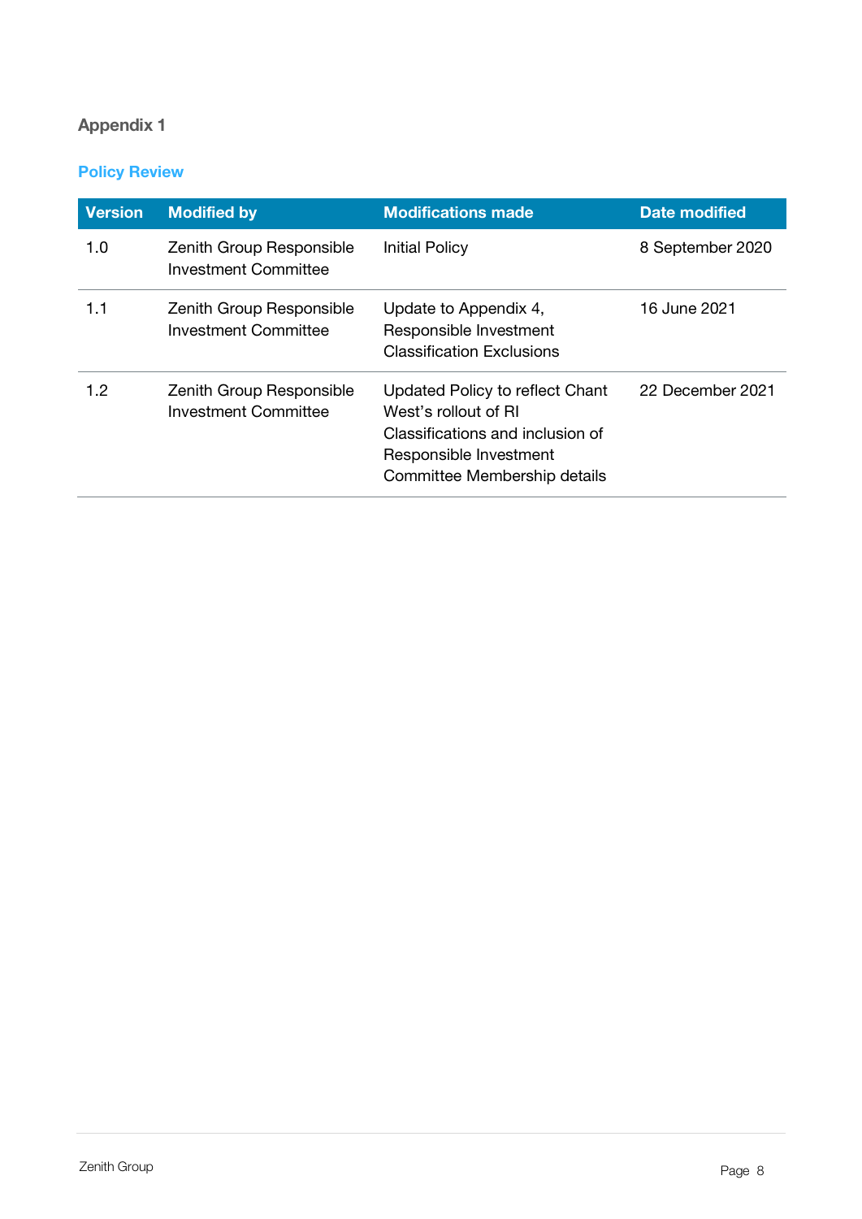## Appendix 1

### Policy Review

| Version | Modified by | Modifications made | Date modified |
|---|---|---|---|
| 1.0 | Zenith Group Responsible Investment Committee | Initial Policy | 8 September 2020 |
| 1.1 | Zenith Group Responsible Investment Committee | Update to Appendix 4, Responsible Investment Classification Exclusions | 16 June 2021 |
| 1.2 | Zenith Group Responsible Investment Committee | Updated Policy to reflect Chant West's rollout of RI Classifications and inclusion of Responsible Investment Committee Membership details | 22 December 2021 |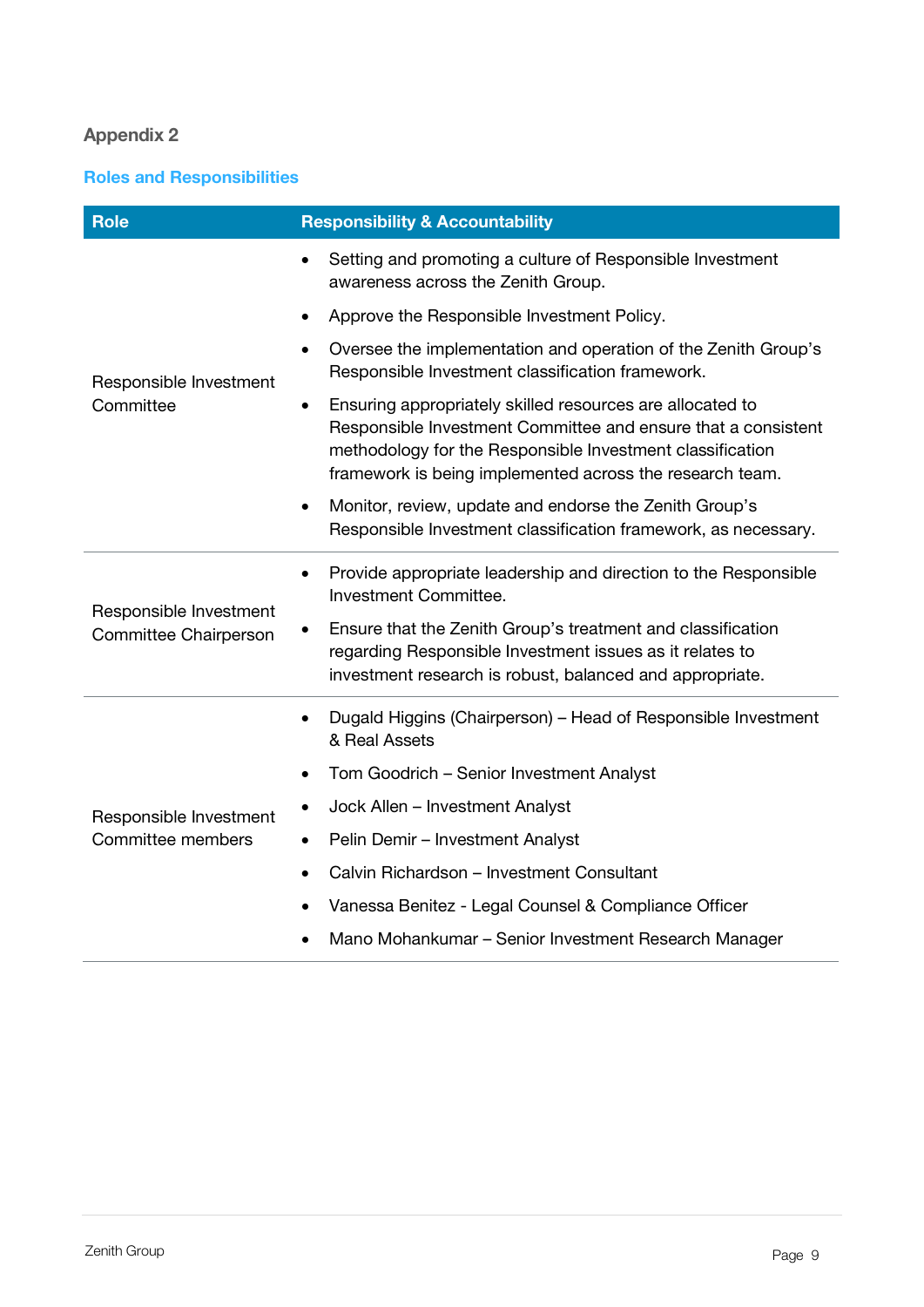## Appendix 2

### Roles and Responsibilities

| Role | Responsibility & Accountability |
| --- | --- |
| Responsible Investment Committee | • Setting and promoting a culture of Responsible Investment awareness across the Zenith Group.<br>• Approve the Responsible Investment Policy.<br>• Oversee the implementation and operation of the Zenith Group's Responsible Investment classification framework.<br>• Ensuring appropriately skilled resources are allocated to Responsible Investment Committee and ensure that a consistent methodology for the Responsible Investment classification framework is being implemented across the research team.<br>• Monitor, review, update and endorse the Zenith Group's Responsible Investment classification framework, as necessary. |
| Responsible Investment Committee Chairperson | • Provide appropriate leadership and direction to the Responsible Investment Committee.<br>• Ensure that the Zenith Group's treatment and classification regarding Responsible Investment issues as it relates to investment research is robust, balanced and appropriate. |
| Responsible Investment Committee members | • Dugald Higgins (Chairperson) – Head of Responsible Investment & Real Assets<br>• Tom Goodrich – Senior Investment Analyst<br>• Jock Allen – Investment Analyst<br>• Pelin Demir – Investment Analyst<br>• Calvin Richardson – Investment Consultant<br>• Vanessa Benitez - Legal Counsel & Compliance Officer<br>• Mano Mohankumar – Senior Investment Research Manager |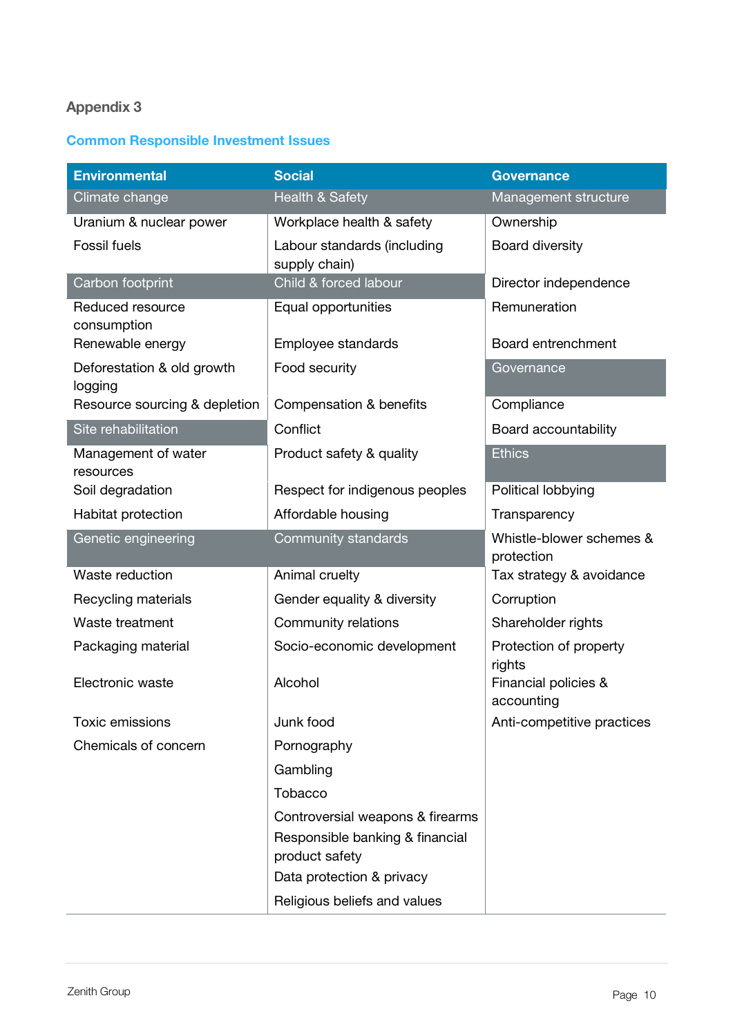## Appendix 3

### Common Responsible Investment Issues

| Environmental | Social | Governance |
|---|---|---|
| **Climate change** | **Health & Safety** | **Management structure** |
| Uranium & nuclear power | Workplace health & safety | Ownership |
| Fossil fuels | Labour standards (including supply chain) | Board diversity |
| **Carbon footprint** | **Child & forced labour** | Director independence |
| Reduced resource consumption | Equal opportunities | Remuneration |
| Renewable energy | Employee standards | Board entrenchment |
| Deforestation & old growth logging | Food security | **Governance** |
| Resource sourcing & depletion | Compensation & benefits | Compliance |
| **Site rehabilitation** | Conflict | Board accountability |
| Management of water resources | Product safety & quality | **Ethics** |
| Soil degradation | Respect for indigenous peoples | Political lobbying |
| Habitat protection | Affordable housing | Transparency |
| **Genetic engineering** | **Community standards** | Whistle-blower schemes & protection |
| Waste reduction | Animal cruelty | Tax strategy & avoidance |
| Recycling materials | Gender equality & diversity | Corruption |
| Waste treatment | Community relations | Shareholder rights |
| Packaging material | Socio-economic development | Protection of property rights |
| Electronic waste | Alcohol | Financial policies & accounting |
| Toxic emissions | Junk food | Anti-competitive practices |
| Chemicals of concern | Pornography | |
| | Gambling | |
| | Tobacco | |
| | Controversial weapons & firearms | |
| | Responsible banking & financial product safety | |
| | Data protection & privacy | |
| | Religious beliefs and values | |

Zenith Group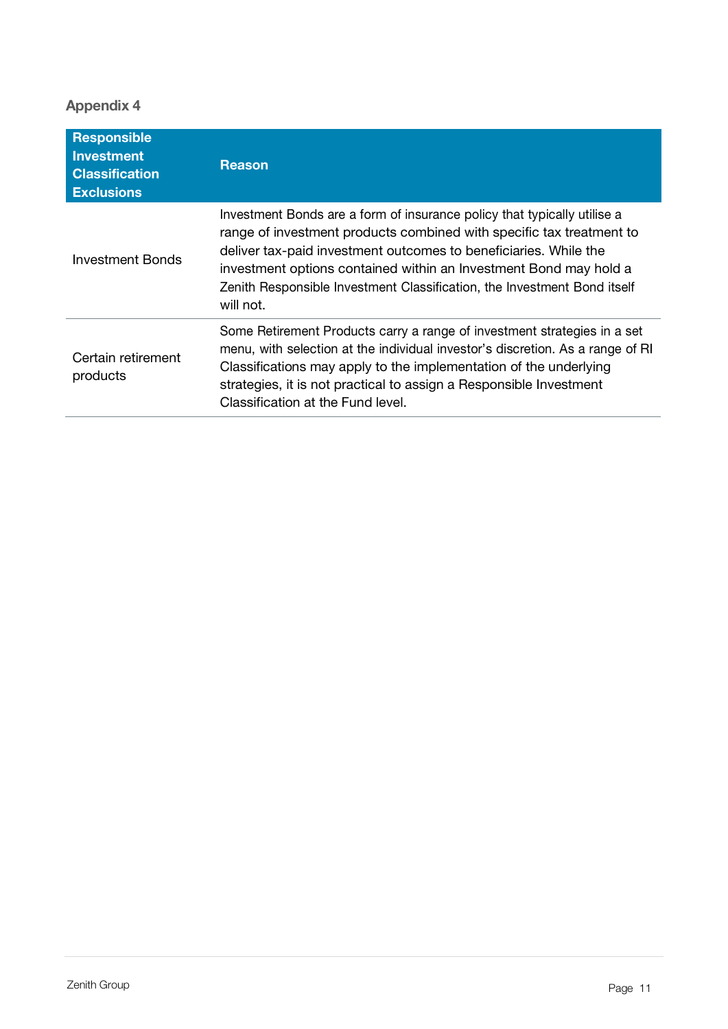## Appendix 4

| Responsible Investment Classification Exclusions | Reason |
| --- | --- |
| Investment Bonds | Investment Bonds are a form of insurance policy that typically utilise a range of investment products combined with specific tax treatment to deliver tax-paid investment outcomes to beneficiaries. While the investment options contained within an Investment Bond may hold a Zenith Responsible Investment Classification, the Investment Bond itself will not. |
| Certain retirement products | Some Retirement Products carry a range of investment strategies in a set menu, with selection at the individual investor's discretion. As a range of RI Classifications may apply to the implementation of the underlying strategies, it is not practical to assign a Responsible Investment Classification at the Fund level. |